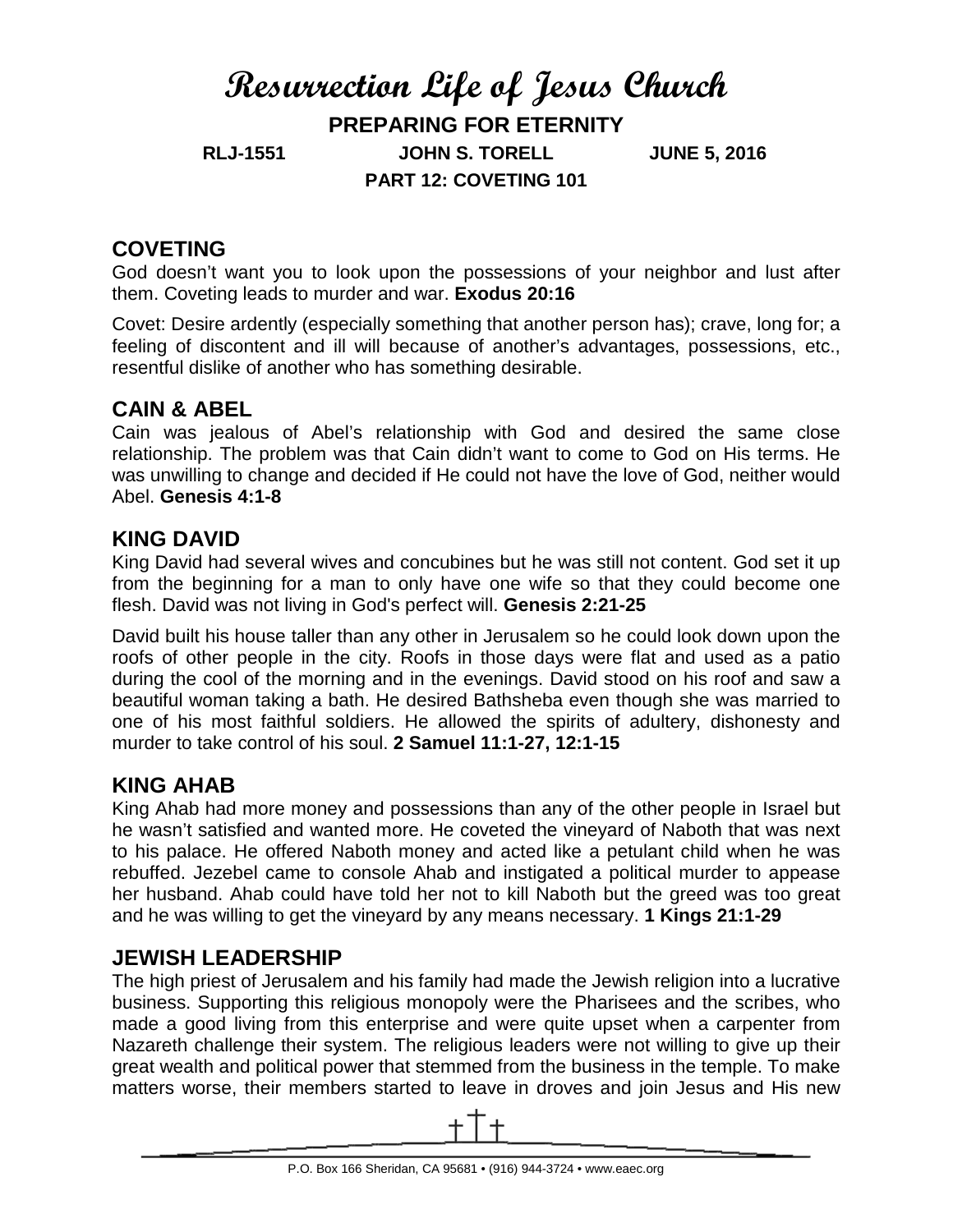# Resurrection Life of Jesus Church

**PREPARING FOR ETERNITY**

**RLJ-1551 JOHN S. TORELL JUNE 5, 2016**

**PART 12: COVETING 101**

## COVETING

God doesn't want you to look upon the possessions of your neighbor and lust after them. Coveting leads to murder and war. **Exodus 20:16**

Covet: Desire ardently (especially something that another person has); crave, long for; a feeling of discontent and ill will because of another's advantages, possessions, etc., resentful dislike of another who has something desirable.

## CAIN & ABEL

Cain was jealous of Abel's relationship with God and desired the same close relationship. The problem was that Cain didn't want to come to God on His terms. He was unwilling to change and decided if He could not have the love of God, neither would Abel. **Genesis 4:1-8**

## KING DAVID

King David had several wives and concubines but he was still not content. God set it up from the beginning for a man to only have one wife so that they could become one flesh. David was not living in God's perfect will. **Genesis 2:21-25**

David built his house taller than any other in Jerusalem so he could look down upon the roofs of other people in the city. Roofs in those days were flat and used as a patio during the cool of the morning and in the evenings. David stood on his roof and saw a beautiful woman taking a bath. He desired Bathsheba even though she was married to one of his most faithful soldiers. He allowed the spirits of adultery, dishonesty and murder to take control of his soul. **2 Samuel 11:1-27, 12:1-15**

## KING AHAB

King Ahab had more money and possessions than any of the other people in Israel but he wasn't satisfied and wanted more. He coveted the vineyard of Naboth that was next to his palace. He offered Naboth money and acted like a petulant child when he was rebuffed. Jezebel came to console Ahab and instigated a political murder to appease her husband. Ahab could have told her not to kill Naboth but the greed was too great and he was willing to get the vineyard by any means necessary. **1 Kings 21:1-29**

## JEWISH LEADERSHIP

The high priest of Jerusalem and his family had made the Jewish religion into a lucrative business. Supporting this religious monopoly were the Pharisees and the scribes, who made a good living from this enterprise and were quite upset when a carpenter from Nazareth challenge their system. The religious leaders were not willing to give up their great wealth and political power that stemmed from the business in the temple. To make matters worse, their members started to leave in droves and join Jesus and His new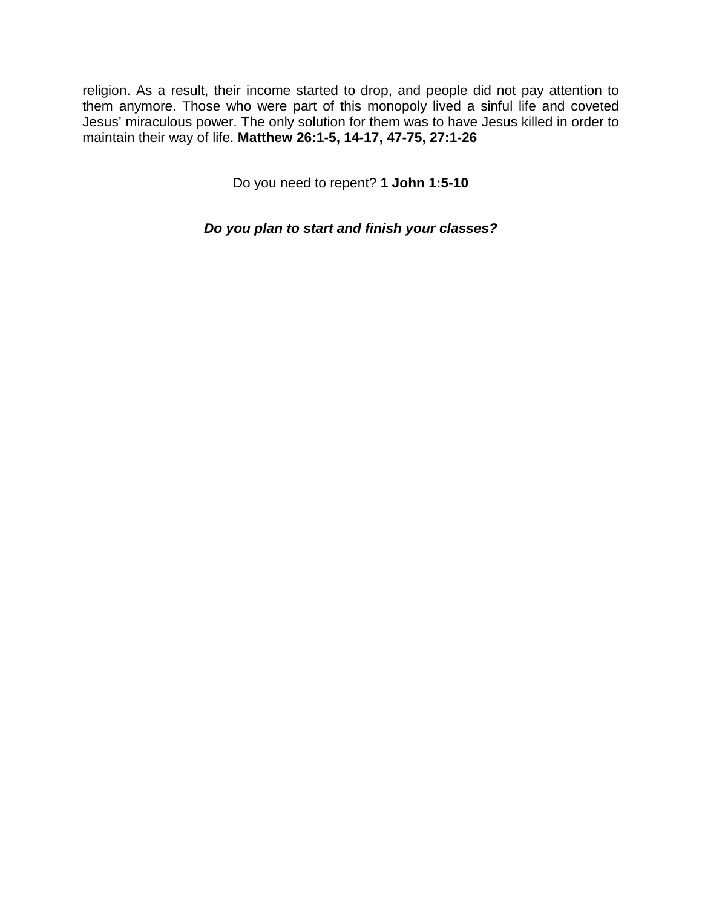religion. As a result, their income started to drop, and people did not pay attention to them anymore. Those who were part of this monopoly lived a sinful life and coveted Jesus' miraculous power. The only solution for them was to have Jesus killed in order to maintain their way of life. **Matthew 26:1-5, 14-17, 47-75, 27:1-26**

Do you need to repent? **1 John 1:5-10**

***Do you plan to start and finish your classes?***